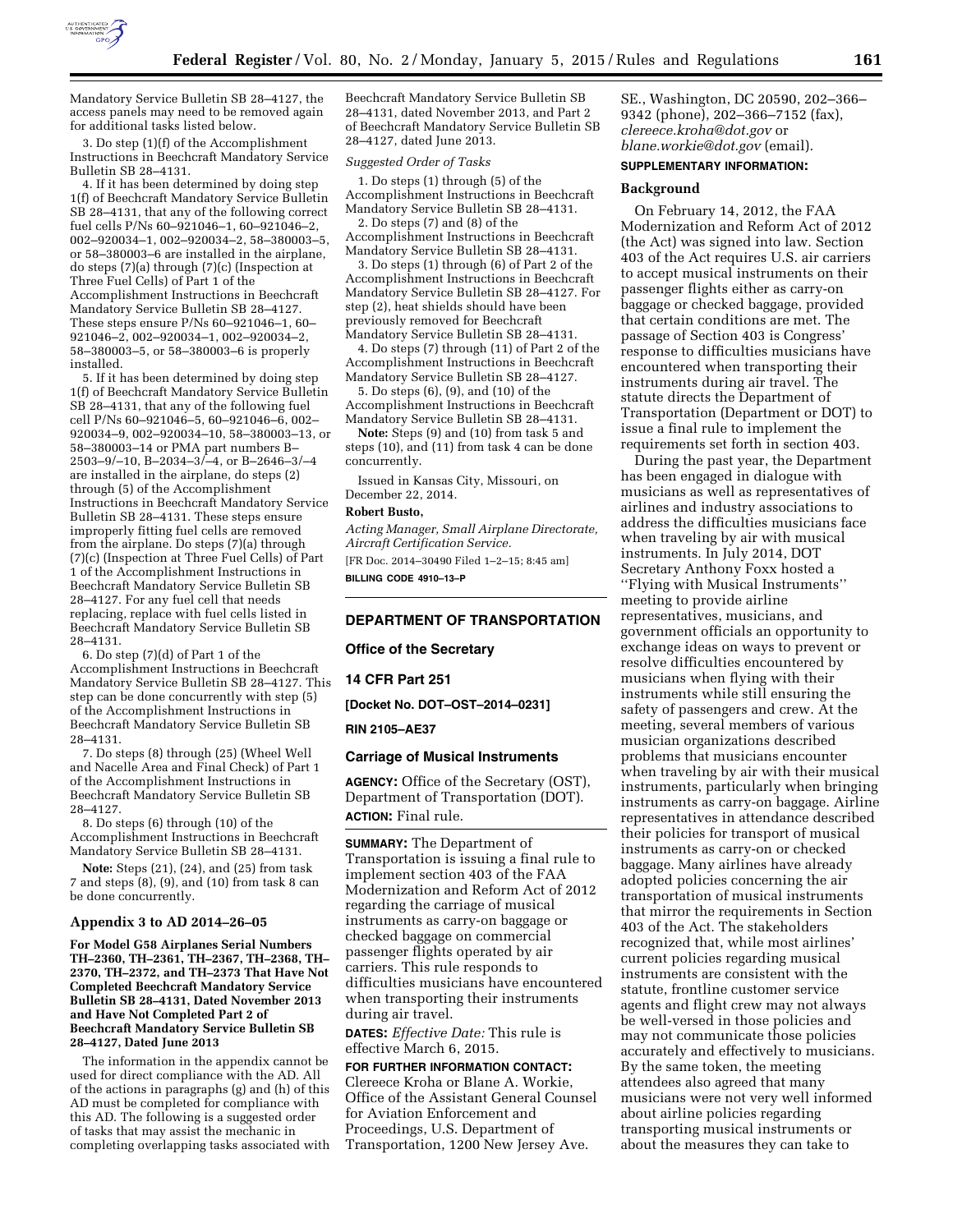Mandatory Service Bulletin SB 28–4127, the access panels may need to be removed again for additional tasks listed below.

3. Do step (1)(f) of the Accomplishment Instructions in Beechcraft Mandatory Service Bulletin SB 28–4131.

4. If it has been determined by doing step 1(f) of Beechcraft Mandatory Service Bulletin SB 28–4131, that any of the following correct fuel cells P/Ns 60–921046–1, 60–921046–2, 002–920034–1, 002–920034–2, 58–380003–5, or 58–380003–6 are installed in the airplane, do steps (7)(a) through (7)(c) (Inspection at Three Fuel Cells) of Part 1 of the Accomplishment Instructions in Beechcraft Mandatory Service Bulletin SB 28–4127. These steps ensure P/Ns 60–921046–1, 60–921046–2, 002–920034–1, 002–920034–2, 58–380003–5, or 58–380003–6 is properly installed.

5. If it has been determined by doing step 1(f) of Beechcraft Mandatory Service Bulletin SB 28–4131, that any of the following fuel cell P/Ns 60–921046–5, 60–921046–6, 002–920034–9, 002–920034–10, 58–380003–13, or 58–380003–14 or PMA part numbers B–2503–9/–10, B–2034–3/–4, or B–2646–3/–4 are installed in the airplane, do steps (2) through (5) of the Accomplishment Instructions in Beechcraft Mandatory Service Bulletin SB 28–4131. These steps ensure improperly fitting fuel cells are removed from the airplane. Do steps (7)(a) through (7)(c) (Inspection at Three Fuel Cells) of Part 1 of the Accomplishment Instructions in Beechcraft Mandatory Service Bulletin SB 28–4127. For any fuel cell that needs replacing, replace with fuel cells listed in Beechcraft Mandatory Service Bulletin SB 28–4131.

6. Do step (7)(d) of Part 1 of the Accomplishment Instructions in Beechcraft Mandatory Service Bulletin SB 28–4127. This step can be done concurrently with step (5) of the Accomplishment Instructions in Beechcraft Mandatory Service Bulletin SB 28–4131.

7. Do steps (8) through (25) (Wheel Well and Nacelle Area and Final Check) of Part 1 of the Accomplishment Instructions in Beechcraft Mandatory Service Bulletin SB 28–4127.

8. Do steps (6) through (10) of the Accomplishment Instructions in Beechcraft Mandatory Service Bulletin SB 28–4131.

**Note:** Steps (21), (24), and (25) from task 7 and steps (8), (9), and (10) from task 8 can be done concurrently.

### Appendix 3 to AD 2014–26–05

**For Model G58 Airplanes Serial Numbers TH–2360, TH–2361, TH–2367, TH–2368, TH–2370, TH–2372, and TH–2373 That Have Not Completed Beechcraft Mandatory Service Bulletin SB 28–4131, Dated November 2013 and Have Not Completed Part 2 of Beechcraft Mandatory Service Bulletin SB 28–4127, Dated June 2013**

The information in the appendix cannot be used for direct compliance with the AD. All of the actions in paragraphs (g) and (h) of this AD must be completed for compliance with this AD. The following is a suggested order of tasks that may assist the mechanic in completing overlapping tasks associated with Beechcraft Mandatory Service Bulletin SB 28–4131, dated November 2013, and Part 2 of Beechcraft Mandatory Service Bulletin SB 28–4127, dated June 2013.

*Suggested Order of Tasks*

1. Do steps (1) through (5) of the Accomplishment Instructions in Beechcraft Mandatory Service Bulletin SB 28–4131.

2. Do steps (7) and (8) of the Accomplishment Instructions in Beechcraft Mandatory Service Bulletin SB 28–4131.

3. Do steps (1) through (6) of Part 2 of the Accomplishment Instructions in Beechcraft Mandatory Service Bulletin SB 28–4127. For step (2), heat shields should have been previously removed for Beechcraft Mandatory Service Bulletin SB 28–4131.

4. Do steps (7) through (11) of Part 2 of the Accomplishment Instructions in Beechcraft Mandatory Service Bulletin SB 28–4127.

5. Do steps (6), (9), and (10) of the Accomplishment Instructions in Beechcraft Mandatory Service Bulletin SB 28–4131.

**Note:** Steps (9) and (10) from task 5 and steps (10), and (11) from task 4 can be done concurrently.

Issued in Kansas City, Missouri, on December 22, 2014.

**Robert Busto,**

*Acting Manager, Small Airplane Directorate, Aircraft Certification Service.*

[FR Doc. 2014–30490 Filed 1–2–15; 8:45 am]

**BILLING CODE 4910–13–P**

---

## DEPARTMENT OF TRANSPORTATION

### Office of the Secretary

### 14 CFR Part 251

**[Docket No. DOT–OST–2014–0231]**

**RIN 2105–AE37**

### Carriage of Musical Instruments

**AGENCY:** Office of the Secretary (OST), Department of Transportation (DOT).

**ACTION:** Final rule.

**SUMMARY:** The Department of Transportation is issuing a final rule to implement section 403 of the FAA Modernization and Reform Act of 2012 regarding the carriage of musical instruments as carry-on baggage or checked baggage on commercial passenger flights operated by air carriers. This rule responds to difficulties musicians have encountered when transporting their instruments during air travel.

**DATES:** *Effective Date:* This rule is effective March 6, 2015.

**FOR FURTHER INFORMATION CONTACT:** Clereece Kroha or Blane A. Workie, Office of the Assistant General Counsel for Aviation Enforcement and Proceedings, U.S. Department of Transportation, 1200 New Jersey Ave. SE., Washington, DC 20590, 202–366–9342 (phone), 202–366–7152 (fax), *clereece.kroha@dot.gov* or *blane.workie@dot.gov* (email).

**SUPPLEMENTARY INFORMATION:**

#### Background

On February 14, 2012, the FAA Modernization and Reform Act of 2012 (the Act) was signed into law. Section 403 of the Act requires U.S. air carriers to accept musical instruments on their passenger flights either as carry-on baggage or checked baggage, provided that certain conditions are met. The passage of Section 403 is Congress' response to difficulties musicians have encountered when transporting their instruments during air travel. The statute directs the Department of Transportation (Department or DOT) to issue a final rule to implement the requirements set forth in section 403.

During the past year, the Department has been engaged in dialogue with musicians as well as representatives of airlines and industry associations to address the difficulties musicians face when traveling by air with musical instruments. In July 2014, DOT Secretary Anthony Foxx hosted a ''Flying with Musical Instruments'' meeting to provide airline representatives, musicians, and government officials an opportunity to exchange ideas on ways to prevent or resolve difficulties encountered by musicians when flying with their instruments while still ensuring the safety of passengers and crew. At the meeting, several members of various musician organizations described problems that musicians encounter when traveling by air with their musical instruments, particularly when bringing instruments as carry-on baggage. Airline representatives in attendance described their policies for transport of musical instruments as carry-on or checked baggage. Many airlines have already adopted policies concerning the air transportation of musical instruments that mirror the requirements in Section 403 of the Act. The stakeholders recognized that, while most airlines' current policies regarding musical instruments are consistent with the statute, frontline customer service agents and flight crew may not always be well-versed in those policies and may not communicate those policies accurately and effectively to musicians. By the same token, the meeting attendees also agreed that many musicians were not very well informed about airline policies regarding transporting musical instruments or about the measures they can take to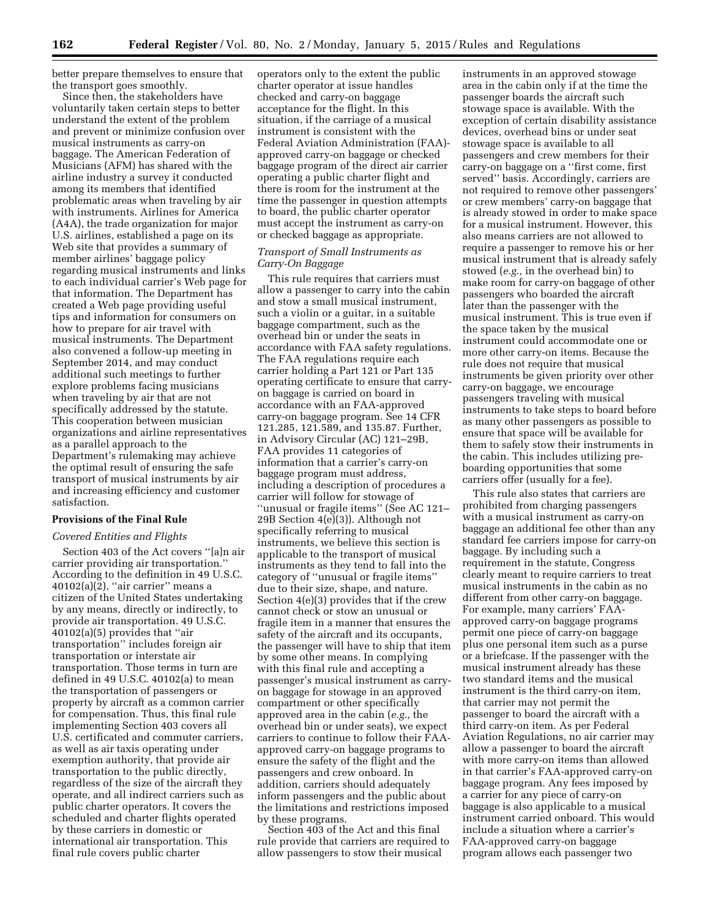better prepare themselves to ensure that the transport goes smoothly.

Since then, the stakeholders have voluntarily taken certain steps to better understand the extent of the problem and prevent or minimize confusion over musical instruments as carry-on baggage. The American Federation of Musicians (AFM) has shared with the airline industry a survey it conducted among its members that identified problematic areas when traveling by air with instruments. Airlines for America (A4A), the trade organization for major U.S. airlines, established a page on its Web site that provides a summary of member airlines' baggage policy regarding musical instruments and links to each individual carrier's Web page for that information. The Department has created a Web page providing useful tips and information for consumers on how to prepare for air travel with musical instruments. The Department also convened a follow-up meeting in September 2014, and may conduct additional such meetings to further explore problems facing musicians when traveling by air that are not specifically addressed by the statute. This cooperation between musician organizations and airline representatives as a parallel approach to the Department's rulemaking may achieve the optimal result of ensuring the safe transport of musical instruments by air and increasing efficiency and customer satisfaction.

## Provisions of the Final Rule

### *Covered Entities and Flights*

Section 403 of the Act covers ''[a]n air carrier providing air transportation.'' According to the definition in 49 U.S.C. 40102(a)(2), ''air carrier'' means a citizen of the United States undertaking by any means, directly or indirectly, to provide air transportation. 49 U.S.C. 40102(a)(5) provides that ''air transportation'' includes foreign air transportation or interstate air transportation. Those terms in turn are defined in 49 U.S.C. 40102(a) to mean the transportation of passengers or property by aircraft as a common carrier for compensation. Thus, this final rule implementing Section 403 covers all U.S. certificated and commuter carriers, as well as air taxis operating under exemption authority, that provide air transportation to the public directly, regardless of the size of the aircraft they operate, and all indirect carriers such as public charter operators. It covers the scheduled and charter flights operated by these carriers in domestic or international air transportation. This final rule covers public charter operators only to the extent the public charter operator at issue handles checked and carry-on baggage acceptance for the flight. In this situation, if the carriage of a musical instrument is consistent with the Federal Aviation Administration (FAA)-approved carry-on baggage or checked baggage program of the direct air carrier operating a public charter flight and there is room for the instrument at the time the passenger in question attempts to board, the public charter operator must accept the instrument as carry-on or checked baggage as appropriate.

### *Transport of Small Instruments as Carry-On Baggage*

This rule requires that carriers must allow a passenger to carry into the cabin and stow a small musical instrument, such a violin or a guitar, in a suitable baggage compartment, such as the overhead bin or under the seats in accordance with FAA safety regulations. The FAA regulations require each carrier holding a Part 121 or Part 135 operating certificate to ensure that carry-on baggage is carried on board in accordance with an FAA-approved carry-on baggage program. See 14 CFR 121.285, 121.589, and 135.87. Further, in Advisory Circular (AC) 121–29B, FAA provides 11 categories of information that a carrier's carry-on baggage program must address, including a description of procedures a carrier will follow for stowage of ''unusual or fragile items'' (See AC 121–29B Section 4(e)(3)). Although not specifically referring to musical instruments, we believe this section is applicable to the transport of musical instruments as they tend to fall into the category of ''unusual or fragile items'' due to their size, shape, and nature. Section 4(e)(3) provides that if the crew cannot check or stow an unusual or fragile item in a manner that ensures the safety of the aircraft and its occupants, the passenger will have to ship that item by some other means. In complying with this final rule and accepting a passenger's musical instrument as carry-on baggage for stowage in an approved compartment or other specifically approved area in the cabin (*e.g.,* the overhead bin or under seats), we expect carriers to continue to follow their FAA-approved carry-on baggage programs to ensure the safety of the flight and the passengers and crew onboard. In addition, carriers should adequately inform passengers and the public about the limitations and restrictions imposed by these programs.

Section 403 of the Act and this final rule provide that carriers are required to allow passengers to stow their musical instruments in an approved stowage area in the cabin only if at the time the passenger boards the aircraft such stowage space is available. With the exception of certain disability assistance devices, overhead bins or under seat stowage space is available to all passengers and crew members for their carry-on baggage on a ''first come, first served'' basis. Accordingly, carriers are not required to remove other passengers' or crew members' carry-on baggage that is already stowed in order to make space for a musical instrument. However, this also means carriers are not allowed to require a passenger to remove his or her musical instrument that is already safely stowed (*e.g.,* in the overhead bin) to make room for carry-on baggage of other passengers who boarded the aircraft later than the passenger with the musical instrument. This is true even if the space taken by the musical instrument could accommodate one or more other carry-on items. Because the rule does not require that musical instruments be given priority over other carry-on baggage, we encourage passengers traveling with musical instruments to take steps to board before as many other passengers as possible to ensure that space will be available for them to safely stow their instruments in the cabin. This includes utilizing pre-boarding opportunities that some carriers offer (usually for a fee).

This rule also states that carriers are prohibited from charging passengers with a musical instrument as carry-on baggage an additional fee other than any standard fee carriers impose for carry-on baggage. By including such a requirement in the statute, Congress clearly meant to require carriers to treat musical instruments in the cabin as no different from other carry-on baggage. For example, many carriers' FAA-approved carry-on baggage programs permit one piece of carry-on baggage plus one personal item such as a purse or a briefcase. If the passenger with the musical instrument already has these two standard items and the musical instrument is the third carry-on item, that carrier may not permit the passenger to board the aircraft with a third carry-on item. As per Federal Aviation Regulations, no air carrier may allow a passenger to board the aircraft with more carry-on items than allowed in that carrier's FAA-approved carry-on baggage program. Any fees imposed by a carrier for any piece of carry-on baggage is also applicable to a musical instrument carried onboard. This would include a situation where a carrier's FAA-approved carry-on baggage program allows each passenger two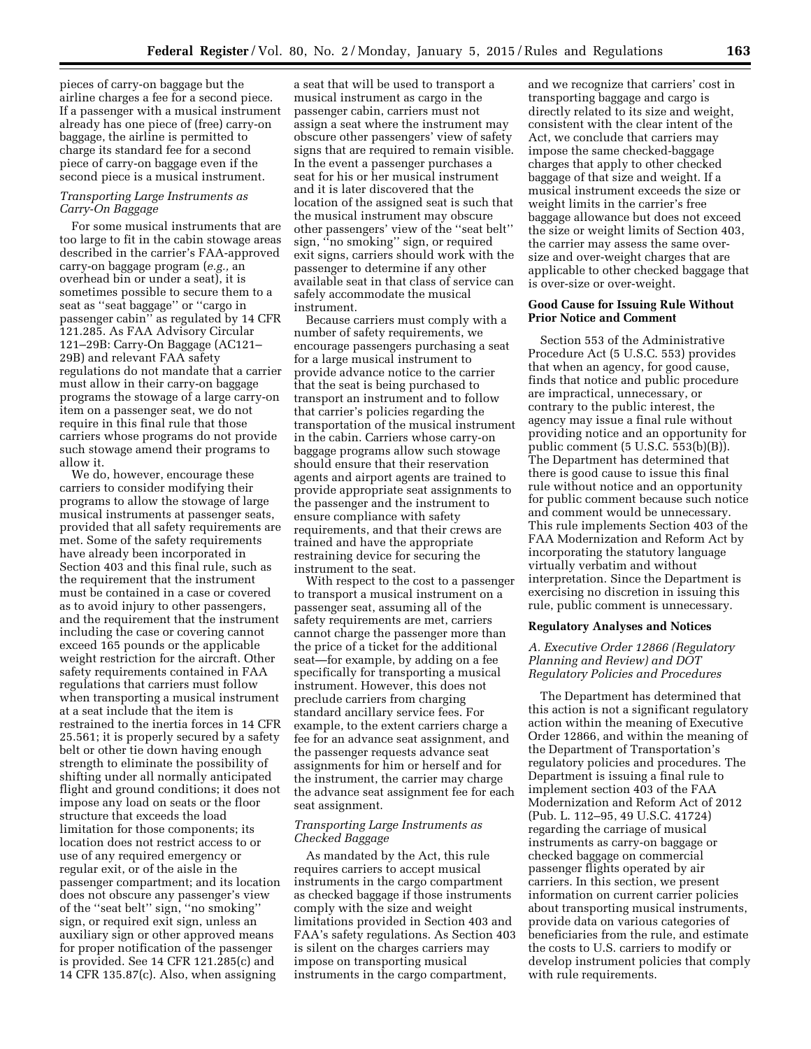pieces of carry-on baggage but the airline charges a fee for a second piece. If a passenger with a musical instrument already has one piece of (free) carry-on baggage, the airline is permitted to charge its standard fee for a second piece of carry-on baggage even if the second piece is a musical instrument.

*Transporting Large Instruments as Carry-On Baggage*

For some musical instruments that are too large to fit in the cabin stowage areas described in the carrier's FAA-approved carry-on baggage program (*e.g.,* an overhead bin or under a seat), it is sometimes possible to secure them to a seat as ''seat baggage'' or ''cargo in passenger cabin'' as regulated by 14 CFR 121.285. As FAA Advisory Circular 121–29B: Carry-On Baggage (AC121–29B) and relevant FAA safety regulations do not mandate that a carrier must allow in their carry-on baggage programs the stowage of a large carry-on item on a passenger seat, we do not require in this final rule that those carriers whose programs do not provide such stowage amend their programs to allow it.

We do, however, encourage these carriers to consider modifying their programs to allow the stowage of large musical instruments at passenger seats, provided that all safety requirements are met. Some of the safety requirements have already been incorporated in Section 403 and this final rule, such as the requirement that the instrument must be contained in a case or covered as to avoid injury to other passengers, and the requirement that the instrument including the case or covering cannot exceed 165 pounds or the applicable weight restriction for the aircraft. Other safety requirements contained in FAA regulations that carriers must follow when transporting a musical instrument at a seat include that the item is restrained to the inertia forces in 14 CFR 25.561; it is properly secured by a safety belt or other tie down having enough strength to eliminate the possibility of shifting under all normally anticipated flight and ground conditions; it does not impose any load on seats or the floor structure that exceeds the load limitation for those components; its location does not restrict access to or use of any required emergency or regular exit, or of the aisle in the passenger compartment; and its location does not obscure any passenger's view of the ''seat belt'' sign, ''no smoking'' sign, or required exit sign, unless an auxiliary sign or other approved means for proper notification of the passenger is provided. See 14 CFR 121.285(c) and 14 CFR 135.87(c). Also, when assigning a seat that will be used to transport a musical instrument as cargo in the passenger cabin, carriers must not assign a seat where the instrument may obscure other passengers' view of safety signs that are required to remain visible. In the event a passenger purchases a seat for his or her musical instrument and it is later discovered that the location of the assigned seat is such that the musical instrument may obscure other passengers' view of the ''seat belt'' sign, ''no smoking'' sign, or required exit signs, carriers should work with the passenger to determine if any other available seat in that class of service can safely accommodate the musical instrument.

Because carriers must comply with a number of safety requirements, we encourage passengers purchasing a seat for a large musical instrument to provide advance notice to the carrier that the seat is being purchased to transport an instrument and to follow that carrier's policies regarding the transportation of the musical instrument in the cabin. Carriers whose carry-on baggage programs allow such stowage should ensure that their reservation agents and airport agents are trained to provide appropriate seat assignments to the passenger and the instrument to ensure compliance with safety requirements, and that their crews are trained and have the appropriate restraining device for securing the instrument to the seat.

With respect to the cost to a passenger to transport a musical instrument on a passenger seat, assuming all of the safety requirements are met, carriers cannot charge the passenger more than the price of a ticket for the additional seat—for example, by adding on a fee specifically for transporting a musical instrument. However, this does not preclude carriers from charging standard ancillary service fees. For example, to the extent carriers charge a fee for an advance seat assignment, and the passenger requests advance seat assignments for him or herself and for the instrument, the carrier may charge the advance seat assignment fee for each seat assignment.

*Transporting Large Instruments as Checked Baggage*

As mandated by the Act, this rule requires carriers to accept musical instruments in the cargo compartment as checked baggage if those instruments comply with the size and weight limitations provided in Section 403 and FAA's safety regulations. As Section 403 is silent on the charges carriers may impose on transporting musical instruments in the cargo compartment, and we recognize that carriers' cost in transporting baggage and cargo is directly related to its size and weight, consistent with the clear intent of the Act, we conclude that carriers may impose the same checked-baggage charges that apply to other checked baggage of that size and weight. If a musical instrument exceeds the size or weight limits in the carrier's free baggage allowance but does not exceed the size or weight limits of Section 403, the carrier may assess the same over-size and over-weight charges that are applicable to other checked baggage that is over-size or over-weight.

**Good Cause for Issuing Rule Without Prior Notice and Comment**

Section 553 of the Administrative Procedure Act (5 U.S.C. 553) provides that when an agency, for good cause, finds that notice and public procedure are impractical, unnecessary, or contrary to the public interest, the agency may issue a final rule without providing notice and an opportunity for public comment (5 U.S.C. 553(b)(B)). The Department has determined that there is good cause to issue this final rule without notice and an opportunity for public comment because such notice and comment would be unnecessary. This rule implements Section 403 of the FAA Modernization and Reform Act by incorporating the statutory language virtually verbatim and without interpretation. Since the Department is exercising no discretion in issuing this rule, public comment is unnecessary.

**Regulatory Analyses and Notices**

*A. Executive Order 12866 (Regulatory Planning and Review) and DOT Regulatory Policies and Procedures*

The Department has determined that this action is not a significant regulatory action within the meaning of Executive Order 12866, and within the meaning of the Department of Transportation's regulatory policies and procedures. The Department is issuing a final rule to implement section 403 of the FAA Modernization and Reform Act of 2012 (Pub. L. 112–95, 49 U.S.C. 41724) regarding the carriage of musical instruments as carry-on baggage or checked baggage on commercial passenger flights operated by air carriers. In this section, we present information on current carrier policies about transporting musical instruments, provide data on various categories of beneficiaries from the rule, and estimate the costs to U.S. carriers to modify or develop instrument policies that comply with rule requirements.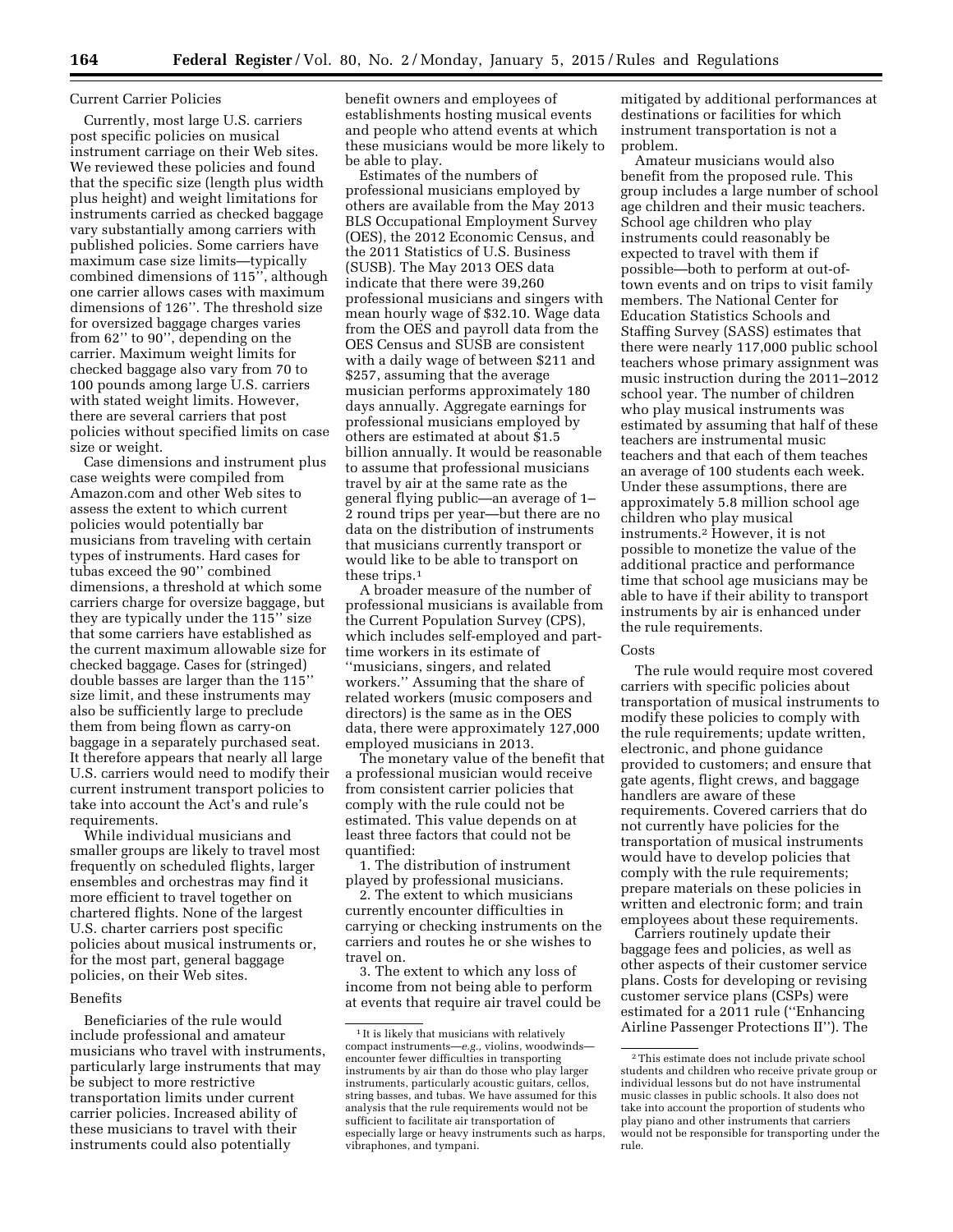### Current Carrier Policies

Currently, most large U.S. carriers post specific policies on musical instrument carriage on their Web sites. We reviewed these policies and found that the specific size (length plus width plus height) and weight limitations for instruments carried as checked baggage vary substantially among carriers with published policies. Some carriers have maximum case size limits—typically combined dimensions of 115″, although one carrier allows cases with maximum dimensions of 126″. The threshold size for oversized baggage charges varies from 62″ to 90″, depending on the carrier. Maximum weight limits for checked baggage also vary from 70 to 100 pounds among large U.S. carriers with stated weight limits. However, there are several carriers that post policies without specified limits on case size or weight.

Case dimensions and instrument plus case weights were compiled from Amazon.com and other Web sites to assess the extent to which current policies would potentially bar musicians from traveling with certain types of instruments. Hard cases for tubas exceed the 90″ combined dimensions, a threshold at which some carriers charge for oversize baggage, but they are typically under the 115″ size that some carriers have established as the current maximum allowable size for checked baggage. Cases for (stringed) double basses are larger than the 115″ size limit, and these instruments may also be sufficiently large to preclude them from being flown as carry-on baggage in a separately purchased seat. It therefore appears that nearly all large U.S. carriers would need to modify their current instrument transport policies to take into account the Act's and rule's requirements.

While individual musicians and smaller groups are likely to travel most frequently on scheduled flights, larger ensembles and orchestras may find it more efficient to travel together on chartered flights. None of the largest U.S. charter carriers post specific policies about musical instruments or, for the most part, general baggage policies, on their Web sites.

### Benefits

Beneficiaries of the rule would include professional and amateur musicians who travel with instruments, particularly large instruments that may be subject to more restrictive transportation limits under current carrier policies. Increased ability of these musicians to travel with their instruments could also potentially benefit owners and employees of establishments hosting musical events and people who attend events at which these musicians would be more likely to be able to play.

Estimates of the numbers of professional musicians employed by others are available from the May 2013 BLS Occupational Employment Survey (OES), the 2012 Economic Census, and the 2011 Statistics of U.S. Business (SUSB). The May 2013 OES data indicate that there were 39,260 professional musicians and singers with mean hourly wage of $32.10. Wage data from the OES and payroll data from the OES Census and SUSB are consistent with a daily wage of between $211 and $257, assuming that the average musician performs approximately 180 days annually. Aggregate earnings for professional musicians employed by others are estimated at about $1.5 billion annually. It would be reasonable to assume that professional musicians travel by air at the same rate as the general flying public—an average of 1–2 round trips per year—but there are no data on the distribution of instruments that musicians currently transport or would like to be able to transport on these trips.[1]

A broader measure of the number of professional musicians is available from the Current Population Survey (CPS), which includes self-employed and part-time workers in its estimate of "musicians, singers, and related workers." Assuming that the share of related workers (music composers and directors) is the same as in the OES data, there were approximately 127,000 employed musicians in 2013.

The monetary value of the benefit that a professional musician would receive from consistent carrier policies that comply with the rule could not be estimated. This value depends on at least three factors that could not be quantified:

1. The distribution of instrument played by professional musicians.
2. The extent to which musicians currently encounter difficulties in carrying or checking instruments on the carriers and routes he or she wishes to travel on.
3. The extent to which any loss of income from not being able to perform at events that require air travel could be mitigated by additional performances at destinations or facilities for which instrument transportation is not a problem.

Amateur musicians would also benefit from the proposed rule. This group includes a large number of school age children and their music teachers. School age children who play instruments could reasonably be expected to travel with them if possible—both to perform at out-of-town events and on trips to visit family members. The National Center for Education Statistics Schools and Staffing Survey (SASS) estimates that there were nearly 117,000 public school teachers whose primary assignment was music instruction during the 2011–2012 school year. The number of children who play musical instruments was estimated by assuming that half of these teachers are instrumental music teachers and that each of them teaches an average of 100 students each week. Under these assumptions, there are approximately 5.8 million school age children who play musical instruments.[2] However, it is not possible to monetize the value of the additional practice and performance time that school age musicians may be able to have if their ability to transport instruments by air is enhanced under the rule requirements.

### Costs

The rule would require most covered carriers with specific policies about transportation of musical instruments to modify these policies to comply with the rule requirements; update written, electronic, and phone guidance provided to customers; and ensure that gate agents, flight crews, and baggage handlers are aware of these requirements. Covered carriers that do not currently have policies for the transportation of musical instruments would have to develop policies that comply with the rule requirements; prepare materials on these policies in written and electronic form; and train employees about these requirements.

Carriers routinely update their baggage fees and policies, as well as other aspects of their customer service plans. Costs for developing or revising customer service plans (CSPs) were estimated for a 2011 rule ("Enhancing Airline Passenger Protections II"). The

---

[1] It is likely that musicians with relatively compact instruments—*e.g.,* violins, woodwinds—encounter fewer difficulties in transporting instruments by air than do those who play larger instruments, particularly acoustic guitars, cellos, string basses, and tubas. We have assumed for this analysis that the rule requirements would not be sufficient to facilitate air transportation of especially large or heavy instruments such as harps, vibraphones, and tympani.

[2] This estimate does not include private school students and children who receive private group or individual lessons but do not have instrumental music classes in public schools. It also does not take into account the proportion of students who play piano and other instruments that carriers would not be responsible for transporting under the rule.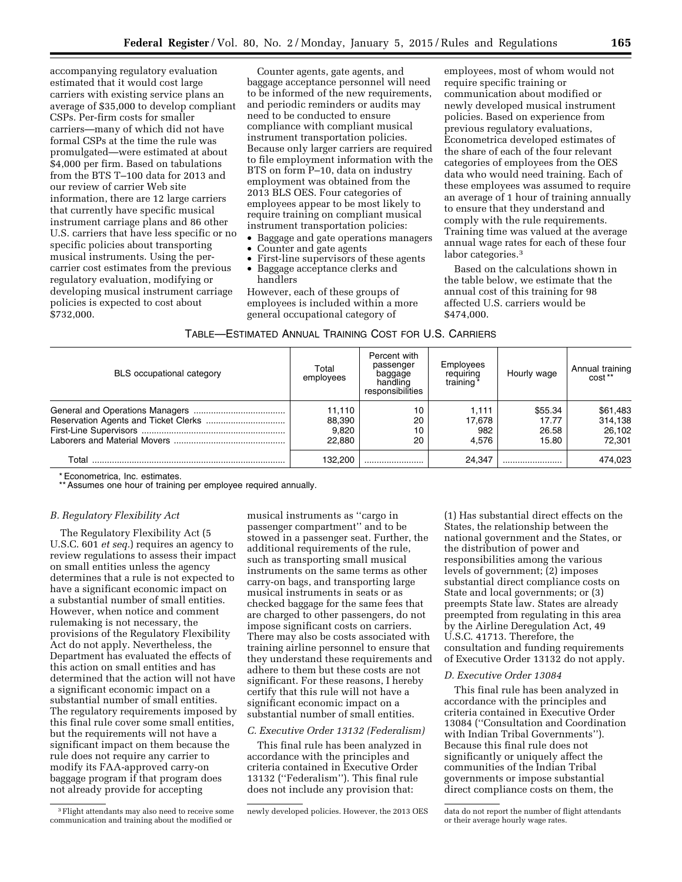accompanying regulatory evaluation estimated that it would cost large carriers with existing service plans an average of $35,000 to develop compliant CSPs. Per-firm costs for smaller carriers—many of which did not have formal CSPs at the time the rule was promulgated—were estimated at about $4,000 per firm. Based on tabulations from the BTS T–100 data for 2013 and our review of carrier Web site information, there are 12 large carriers that currently have specific musical instrument carriage plans and 86 other U.S. carriers that have less specific or no specific policies about transporting musical instruments. Using the per-carrier cost estimates from the previous regulatory evaluation, modifying or developing musical instrument carriage policies is expected to cost about $732,000.

Counter agents, gate agents, and baggage acceptance personnel will need to be informed of the new requirements, and periodic reminders or audits may need to be conducted to ensure compliance with compliant musical instrument transportation policies. Because only larger carriers are required to file employment information with the BTS on form P–10, data on industry employment was obtained from the 2013 BLS OES. Four categories of employees appear to be most likely to require training on compliant musical instrument transportation policies:

- Baggage and gate operations managers
- Counter and gate agents
- First-line supervisors of these agents
- Baggage acceptance clerks and handlers

However, each of these groups of employees is included within a more general occupational category of employees, most of whom would not require specific training or communication about modified or newly developed musical instrument policies. Based on experience from previous regulatory evaluations, Econometrica developed estimates of the share of each of the four relevant categories of employees from the OES data who would need training. Each of these employees was assumed to require an average of 1 hour of training annually to ensure that they understand and comply with the rule requirements. Training time was valued at the average annual wage rates for each of these four labor categories.[3]

Based on the calculations shown in the table below, we estimate that the annual cost of this training for 98 affected U.S. carriers would be $474,000.

TABLE—ESTIMATED ANNUAL TRAINING COST FOR U.S. CARRIERS

| BLS occupational category | Total employees | Percent with passenger baggage handling responsibilities | Employees requiring training * | Hourly wage | Annual training cost ** |
|---|---|---|---|---|---|
| General and Operations Managers | 11,110 | 10 | 1,111 | $55.34 | $61,483 |
| Reservation Agents and Ticket Clerks | 88,390 | 20 | 17,678 | 17.77 | 314,138 |
| First-Line Supervisors | 9,820 | 10 | 982 | 26.58 | 26,102 |
| Laborers and Material Movers | 22,880 | 20 | 4,576 | 15.80 | 72,301 |
| Total | 132,200 | | 24,347 | | 474,023 |

* Econometrica, Inc. estimates.
** Assumes one hour of training per employee required annually.

### *B. Regulatory Flexibility Act*

The Regulatory Flexibility Act (5 U.S.C. 601 *et seq.*) requires an agency to review regulations to assess their impact on small entities unless the agency determines that a rule is not expected to have a significant economic impact on a substantial number of small entities. However, when notice and comment rulemaking is not necessary, the provisions of the Regulatory Flexibility Act do not apply. Nevertheless, the Department has evaluated the effects of this action on small entities and has determined that the action will not have a significant economic impact on a substantial number of small entities. The regulatory requirements imposed by this final rule cover some small entities, but the requirements will not have a significant impact on them because the rule does not require any carrier to modify its FAA-approved carry-on baggage program if that program does not already provide for accepting musical instruments as ''cargo in passenger compartment'' and to be stowed in a passenger seat. Further, the additional requirements of the rule, such as transporting small musical instruments on the same terms as other carry-on bags, and transporting large musical instruments in seats or as checked baggage for the same fees that are charged to other passengers, do not impose significant costs on carriers. There may also be costs associated with training airline personnel to ensure that they understand these requirements and adhere to them but these costs are not significant. For these reasons, I hereby certify that this rule will not have a significant economic impact on a substantial number of small entities.

### *C. Executive Order 13132 (Federalism)*

This final rule has been analyzed in accordance with the principles and criteria contained in Executive Order 13132 (''Federalism''). This final rule does not include any provision that: (1) Has substantial direct effects on the States, the relationship between the national government and the States, or the distribution of power and responsibilities among the various levels of government; (2) imposes substantial direct compliance costs on State and local governments; or (3) preempts State law. States are already preempted from regulating in this area by the Airline Deregulation Act, 49 U.S.C. 41713. Therefore, the consultation and funding requirements of Executive Order 13132 do not apply.

### *D. Executive Order 13084*

This final rule has been analyzed in accordance with the principles and criteria contained in Executive Order 13084 (''Consultation and Coordination with Indian Tribal Governments''). Because this final rule does not significantly or uniquely affect the communities of the Indian Tribal governments or impose substantial direct compliance costs on them, the

[3] Flight attendants may also need to receive some communication and training about the modified or newly developed policies. However, the 2013 OES data do not report the number of flight attendants or their average hourly wage rates.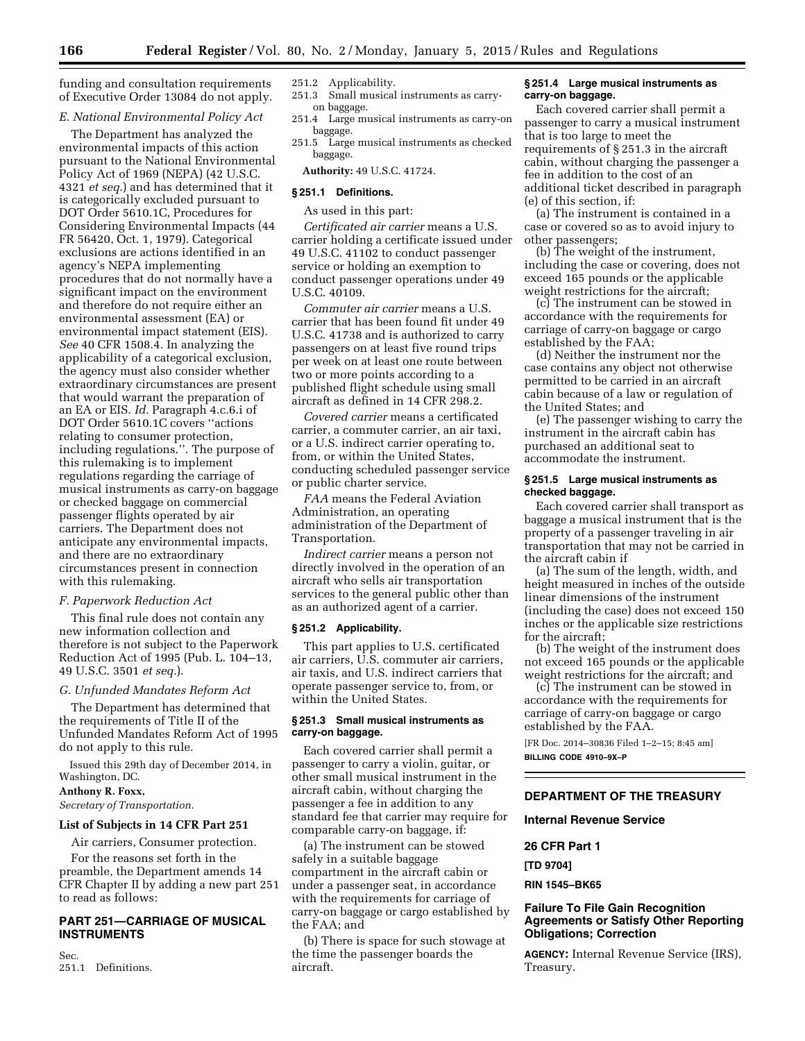funding and consultation requirements of Executive Order 13084 do not apply.

### E. National Environmental Policy Act

The Department has analyzed the environmental impacts of this action pursuant to the National Environmental Policy Act of 1969 (NEPA) (42 U.S.C. 4321 *et seq.*) and has determined that it is categorically excluded pursuant to DOT Order 5610.1C, Procedures for Considering Environmental Impacts (44 FR 56420, Oct. 1, 1979). Categorical exclusions are actions identified in an agency's NEPA implementing procedures that do not normally have a significant impact on the environment and therefore do not require either an environmental assessment (EA) or environmental impact statement (EIS). *See* 40 CFR 1508.4. In analyzing the applicability of a categorical exclusion, the agency must also consider whether extraordinary circumstances are present that would warrant the preparation of an EA or EIS. *Id.* Paragraph 4.c.6.i of DOT Order 5610.1C covers ''actions relating to consumer protection, including regulations.''. The purpose of this rulemaking is to implement regulations regarding the carriage of musical instruments as carry-on baggage or checked baggage on commercial passenger flights operated by air carriers. The Department does not anticipate any environmental impacts, and there are no extraordinary circumstances present in connection with this rulemaking.

### F. Paperwork Reduction Act

This final rule does not contain any new information collection and therefore is not subject to the Paperwork Reduction Act of 1995 (Pub. L. 104–13, 49 U.S.C. 3501 *et seq.*).

### G. Unfunded Mandates Reform Act

The Department has determined that the requirements of Title II of the Unfunded Mandates Reform Act of 1995 do not apply to this rule.

Issued this 29th day of December 2014, in Washington, DC.

**Anthony R. Foxx,**

*Secretary of Transportation.*

### List of Subjects in 14 CFR Part 251

Air carriers, Consumer protection.

For the reasons set forth in the preamble, the Department amends 14 CFR Chapter II by adding a new part 251 to read as follows:

## PART 251—CARRIAGE OF MUSICAL INSTRUMENTS

Sec.
251.1 Definitions.
251.2 Applicability.
251.3 Small musical instruments as carry-on baggage.
251.4 Large musical instruments as carry-on baggage.
251.5 Large musical instruments as checked baggage.

**Authority:** 49 U.S.C. 41724.

### § 251.1 Definitions.

As used in this part:

*Certificated air carrier* means a U.S. carrier holding a certificate issued under 49 U.S.C. 41102 to conduct passenger service or holding an exemption to conduct passenger operations under 49 U.S.C. 40109.

*Commuter air carrier* means a U.S. carrier that has been found fit under 49 U.S.C. 41738 and is authorized to carry passengers on at least five round trips per week on at least one route between two or more points according to a published flight schedule using small aircraft as defined in 14 CFR 298.2.

*Covered carrier* means a certificated carrier, a commuter carrier, an air taxi, or a U.S. indirect carrier operating to, from, or within the United States, conducting scheduled passenger service or public charter service.

*FAA* means the Federal Aviation Administration, an operating administration of the Department of Transportation.

*Indirect carrier* means a person not directly involved in the operation of an aircraft who sells air transportation services to the general public other than as an authorized agent of a carrier.

### § 251.2 Applicability.

This part applies to U.S. certificated air carriers, U.S. commuter air carriers, air taxis, and U.S. indirect carriers that operate passenger service to, from, or within the United States.

### § 251.3 Small musical instruments as carry-on baggage.

Each covered carrier shall permit a passenger to carry a violin, guitar, or other small musical instrument in the aircraft cabin, without charging the passenger a fee in addition to any standard fee that carrier may require for comparable carry-on baggage, if:

(a) The instrument can be stowed safely in a suitable baggage compartment in the aircraft cabin or under a passenger seat, in accordance with the requirements for carriage of carry-on baggage or cargo established by the FAA; and

(b) There is space for such stowage at the time the passenger boards the aircraft.

### § 251.4 Large musical instruments as carry-on baggage.

Each covered carrier shall permit a passenger to carry a musical instrument that is too large to meet the requirements of § 251.3 in the aircraft cabin, without charging the passenger a fee in addition to the cost of an additional ticket described in paragraph (e) of this section, if:

(a) The instrument is contained in a case or covered so as to avoid injury to other passengers;

(b) The weight of the instrument, including the case or covering, does not exceed 165 pounds or the applicable weight restrictions for the aircraft;

(c) The instrument can be stowed in accordance with the requirements for carriage of carry-on baggage or cargo established by the FAA;

(d) Neither the instrument nor the case contains any object not otherwise permitted to be carried in an aircraft cabin because of a law or regulation of the United States; and

(e) The passenger wishing to carry the instrument in the aircraft cabin has purchased an additional seat to accommodate the instrument.

### § 251.5 Large musical instruments as checked baggage.

Each covered carrier shall transport as baggage a musical instrument that is the property of a passenger traveling in air transportation that may not be carried in the aircraft cabin if

(a) The sum of the length, width, and height measured in inches of the outside linear dimensions of the instrument (including the case) does not exceed 150 inches or the applicable size restrictions for the aircraft;

(b) The weight of the instrument does not exceed 165 pounds or the applicable weight restrictions for the aircraft; and

(c) The instrument can be stowed in accordance with the requirements for carriage of carry-on baggage or cargo established by the FAA.

[FR Doc. 2014–30836 Filed 1–2–15; 8:45 am]

**BILLING CODE 4910–9X–P**

## DEPARTMENT OF THE TREASURY

### Internal Revenue Service

### 26 CFR Part 1

### [TD 9704]

### RIN 1545–BK65

### Failure To File Gain Recognition Agreements or Satisfy Other Reporting Obligations; Correction

**AGENCY:** Internal Revenue Service (IRS), Treasury.